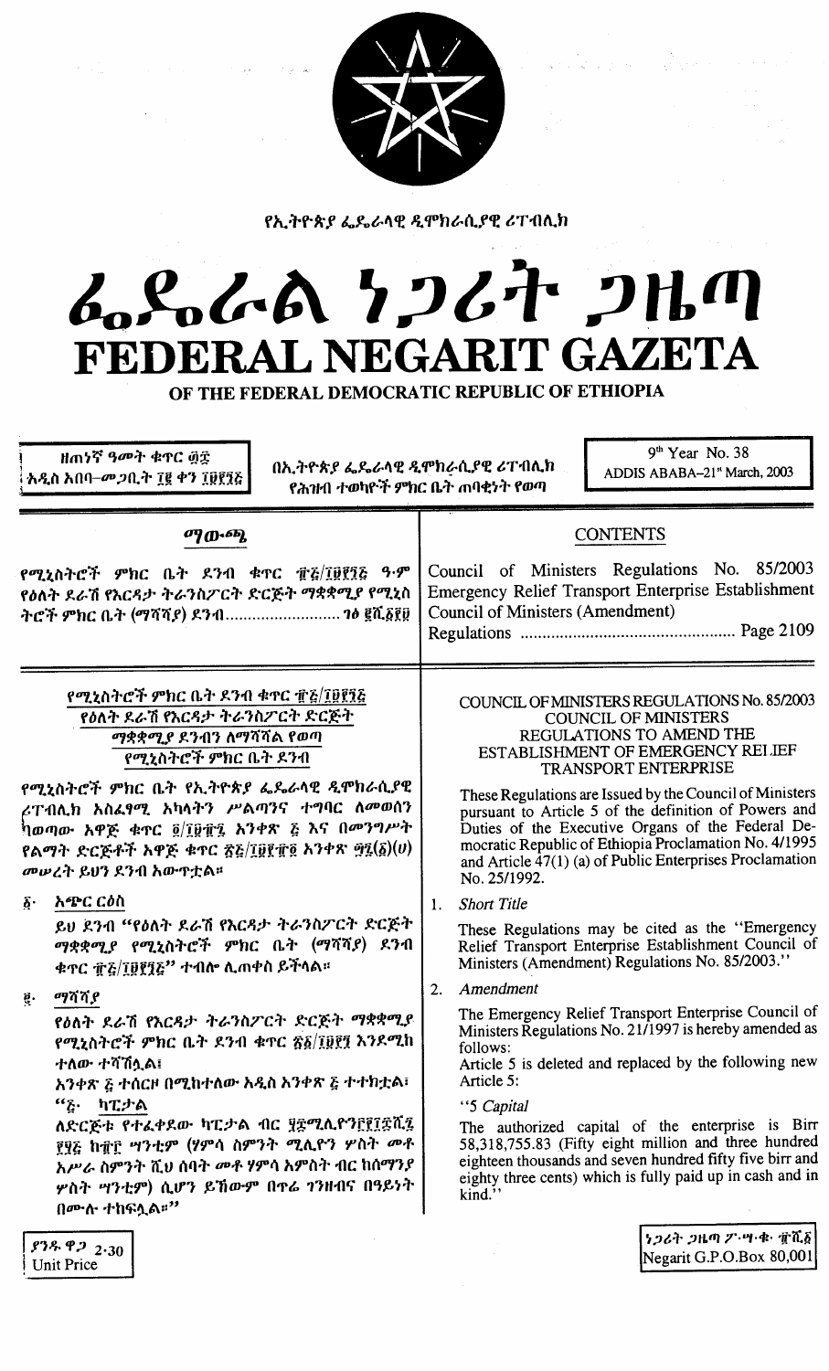የኢትዮጵያ ፌዴራላዊ ዲሞክራሲያዊ ሪፐብሊክ

# ፌዴራል ነጋሪት ጋዜጣ
# FEDERAL NEGARIT GAZETA
## OF THE FEDERAL DEMOCRATIC REPUBLIC OF ETHIOPIA

ዘጠነኛ ዓመት ቁጥር ፴፰
አዲስ አበባ–መጋቢት ፲፪ ቀን ፲፱፻፺፭

በኢትዮጵያ ፌዴራላዊ ዲሞክራሲያዊ ሪፐብሊክ የሕዝብ ተወካዮች ምክር ቤት ጠባቂነት የወጣ

9th Year No. 38
ADDIS ABABA-21st March, 2003

## ማውጫ

የሚኒስትሮች ምክር ቤት ደንብ ቁጥር ፹፭/፲፱፻፺፭ ዓ.ም
የዕለት ደራሽ የእርዳታ ትራንስፖርት ድርጅት ማቋቋሚያ የሚኒስትሮች ምክር ቤት (ማሻሻያ) ደንብ.......................... ገፅ ፪ሺ፻፱

## CONTENTS

Council of Ministers Regulations No. 85/2003
Emergency Relief Transport Enterprise Establishment Council of Ministers (Amendment) Regulations ................................................ Page 2109

### የሚኒስትሮች ምክር ቤት ደንብ ቁጥር ፹፭/፲፱፻፺፭
### የዕለት ደራሽ የእርዳታ ትራንስፖርት ድርጅት ማቋቋሚያ ደንብን ለማሻሻል የወጣ የሚኒስትሮች ምክር ቤት ደንብ

የሚኒስትሮች ምክር ቤት የኢትዮጵያ ፌዴራላዊ ዲሞክራሲያዊ ሪፐብሊክ አስፈፃሚ አካላትን ሥልጣንና ተግባር ለመወሰን ከወጣው አዋጅ ቁጥር ፬/፲፱፹፯ አንቀጽ ፭ እና በመንግሥት የልማት ድርጅቶች አዋጅ ቁጥር ፳፭/፲፱፻፹፬ አንቀጽ ፵፯(፩)(ሀ) መሠረት ይህን ደንብ አውጥቷል።

፩· አጭር ርዕስ

ይህ ደንብ "የዕለት ደራሽ የእርዳታ ትራንስፖርት ድርጅት ማቋቋሚያ የሚኒስትሮች ምክር ቤት (ማሻሻያ) ደንብ ቁጥር ፹፭/፲፱፻፺፭" ተብሎ ሊጠቀስ ይችላል።

፪· ማሻሻያ

የዕለት ደራሽ የእርዳታ ትራንስፖርት ድርጅት ማቋቋሚያ የሚኒስትሮች ምክር ቤት ደንብ ቁጥር ፳፩/፲፱፻፺ እንደሚከተለው ተሻሽሏል፤

አንቀጽ ፭ ተሰርዞ በሚከተለው አዲስ አንቀጽ ፭ ተተክቷል፤

"፭· ካፒታል

ለድርጅቱ የተፈቀደው ካፒታል ብር ፶፰ሚሊዮን፫፻፲፰ሺ፯፻፶፭ ከ፹፫ ሣንቲም (ሃምሳ ስምንት ሚሊዮን ሦስት መቶ አሥራ ስምንት ሺህ ሰባት መቶ ሃምሳ አምስት ብር ከሰማንያ ሦስት ሣንቲም) ሲሆን ይኸውም በጥሬ ገንዘብና በዓይነት በሙሉ ተከፍሏል።"

### COUNCIL OF MINISTERS REGULATIONS No. 85/2003
### COUNCIL OF MINISTERS REGULATIONS TO AMEND THE ESTABLISHMENT OF EMERGENCY RELIEF TRANSPORT ENTERPRISE

These Regulations are Issued by the Council of Ministers pursuant to Article 5 of the definition of Powers and Duties of the Executive Organs of the Federal Democratic Republic of Ethiopia Proclamation No. 4/1995 and Article 47(1) (a) of Public Enterprises Proclamation No. 25/1992.

1. *Short Title*

These Regulations may be cited as the "Emergency Relief Transport Enterprise Establishment Council of Ministers (Amendment) Regulations No. 85/2003."

2. *Amendment*

The Emergency Relief Transport Enterprise Council of Ministers Regulations No. 21/1997 is hereby amended as follows:

Article 5 is deleted and replaced by the following new Article 5:

"5 *Capital*

The authorized capital of the enterprise is Birr 58,318,755.83 (Fifty eight million and three hundred eighteen thousands and seven hundred fifty five birr and eighty three cents) which is fully paid up in cash and in kind."

ያንዱ ዋጋ 2·30
Unit Price

ነጋሪት ጋዜጣ ፖ·ሣ·ቁ· ፹ሺ፩
Negarit G.P.O.Box 80,001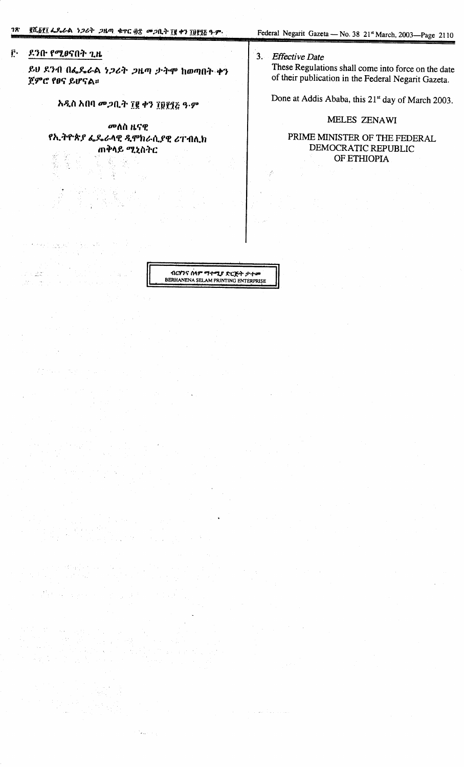፫· ደንቡ የሚፀናበት ጊዜ

ይህ ደንብ በፌዴራል ነጋሪት ጋዜጣ ታትሞ ከወጣበት ቀን ጀምሮ የፀና ይሆናል።

አዲስ አበባ መጋቢት ፲፪ ቀን ፲፱፻፺፭ ዓ.ም

መለስ ዜናዊ

የኢትዮጵያ ፌዴራላዊ ዲሞክራሲያዊ ሪፐብሊክ ጠቅላይ ሚኒስትር

3. *Effective Date*

These Regulations shall come into force on the date of their publication in the Federal Negarit Gazeta.

Done at Addis Ababa, this 21st day of March 2003.

MELES ZENAWI

PRIME MINISTER OF THE FEDERAL DEMOCRATIC REPUBLIC OF ETHIOPIA

ብርሃንና ሰላም ማተሚያ ድርጅት ታተመ
BERHANENA SELAM PRINTING ENTERPRISE